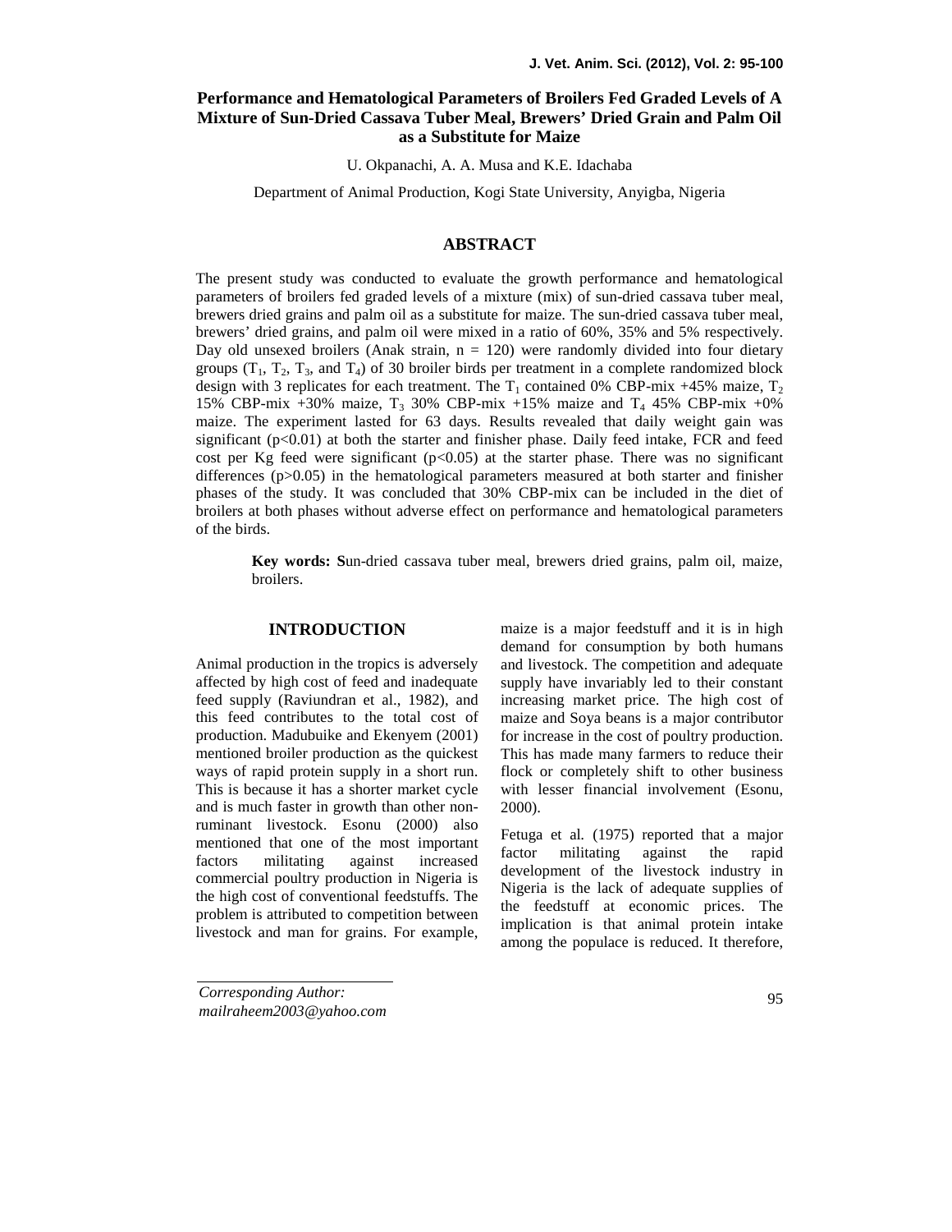# Performance and Hematological Parameters of Broilers Fed Graded Levels of A Mixture of Sun-Dried Cassava Tuber Meal, Brewers' Dried Grain and Palm Oil as a Substitute for Maize

U. Okpanachi, A. A. Musa and K.E. Idachaba

Department of Animal Production, Kogi State University, Anyigba, Nigeria

## ABSTRACT

The present study was conducted to evaluate the growth performance and hematological parameters of broilers fed graded levels of a mixture (mix) of sun-dried cassava tuber meal, brewers dried grains and palm oil as a substitute for maize. The sun-dried cassava tuber meal, brewers' dried grains, and palm oil were mixed in a ratio of 60%, 35% and 5% respectively. Day old unsexed broilers (Anak strain, n = 120) were randomly divided into four dietary groups ($T_1$, $T_2$, $T_3$, and $T_4$) of 30 broiler birds per treatment in a complete randomized block design with 3 replicates for each treatment. The $T_1$ contained 0% CBP-mix +45% maize, $T_2$ 15% CBP-mix +30% maize, $T_3$ 30% CBP-mix +15% maize and $T_4$ 45% CBP-mix +0% maize. The experiment lasted for 63 days. Results revealed that daily weight gain was significant ($p<0.01$) at both the starter and finisher phase. Daily feed intake, FCR and feed cost per Kg feed were significant ($p<0.05$) at the starter phase. There was no significant differences ($p>0.05$) in the hematological parameters measured at both starter and finisher phases of the study. It was concluded that 30% CBP-mix can be included in the diet of broilers at both phases without adverse effect on performance and hematological parameters of the birds.

**Key words: S**un-dried cassava tuber meal, brewers dried grains, palm oil, maize, broilers.

## INTRODUCTION

Animal production in the tropics is adversely affected by high cost of feed and inadequate feed supply (Raviundran et al., 1982), and this feed contributes to the total cost of production. Madubuike and Ekenyem (2001) mentioned broiler production as the quickest ways of rapid protein supply in a short run. This is because it has a shorter market cycle and is much faster in growth than other non-ruminant livestock. Esonu (2000) also mentioned that one of the most important factors militating against increased commercial poultry production in Nigeria is the high cost of conventional feedstuffs. The problem is attributed to competition between livestock and man for grains. For example, maize is a major feedstuff and it is in high demand for consumption by both humans and livestock. The competition and adequate supply have invariably led to their constant increasing market price. The high cost of maize and Soya beans is a major contributor for increase in the cost of poultry production. This has made many farmers to reduce their flock or completely shift to other business with lesser financial involvement (Esonu, 2000).

Fetuga et al. (1975) reported that a major factor militating against the rapid development of the livestock industry in Nigeria is the lack of adequate supplies of the feedstuff at economic prices. The implication is that animal protein intake among the populace is reduced. It therefore,

*Corresponding Author: mailraheem2003@yahoo.com*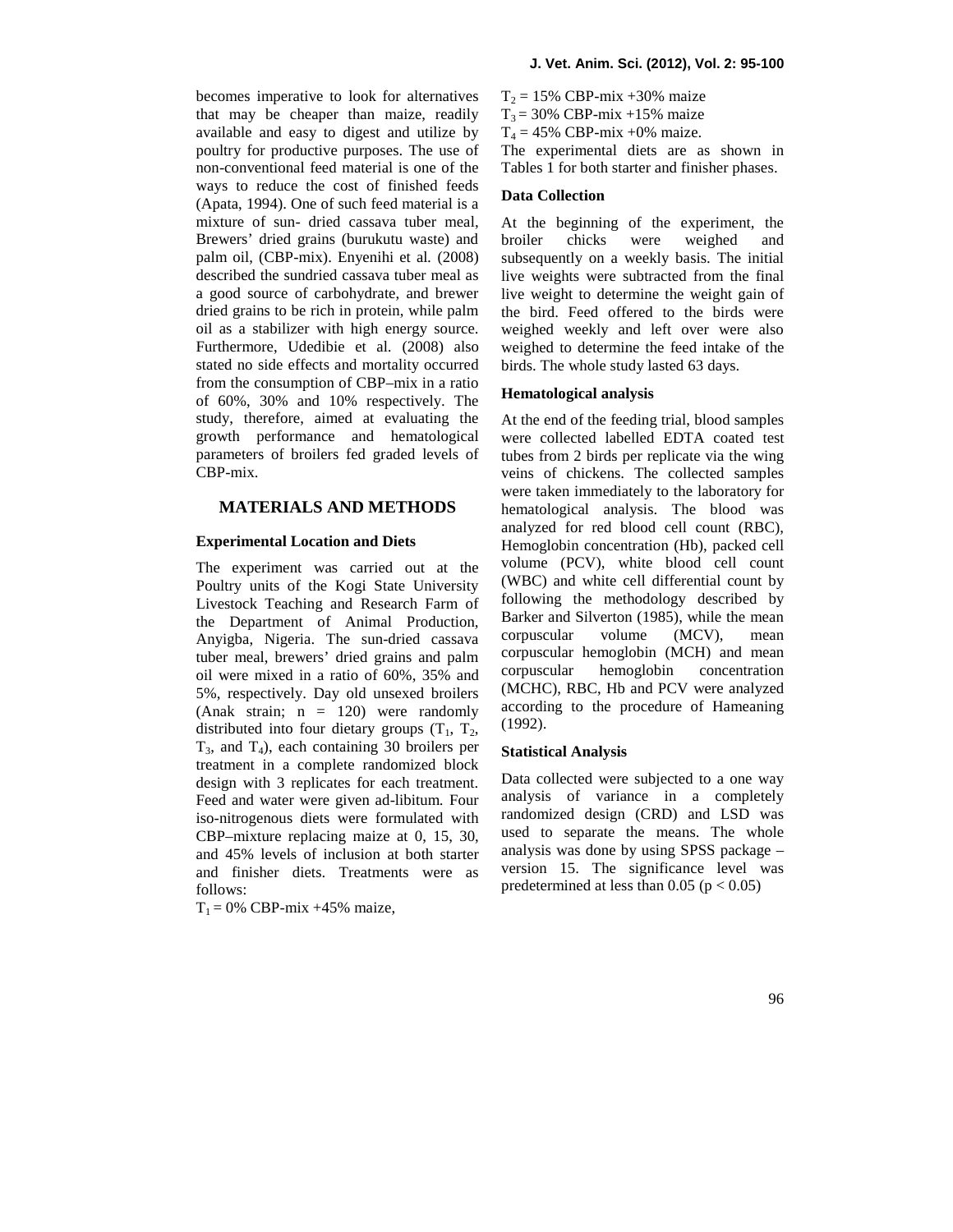becomes imperative to look for alternatives that may be cheaper than maize, readily available and easy to digest and utilize by poultry for productive purposes. The use of non-conventional feed material is one of the ways to reduce the cost of finished feeds (Apata, 1994). One of such feed material is a mixture of sun- dried cassava tuber meal, Brewers' dried grains (burukutu waste) and palm oil, (CBP-mix). Enyenihi et al. (2008) described the sundried cassava tuber meal as a good source of carbohydrate, and brewer dried grains to be rich in protein, while palm oil as a stabilizer with high energy source. Furthermore, Udedibie et al. (2008) also stated no side effects and mortality occurred from the consumption of CBP–mix in a ratio of 60%, 30% and 10% respectively. The study, therefore, aimed at evaluating the growth performance and hematological parameters of broilers fed graded levels of CBP-mix.

## MATERIALS AND METHODS

### Experimental Location and Diets

The experiment was carried out at the Poultry units of the Kogi State University Livestock Teaching and Research Farm of the Department of Animal Production, Anyigba, Nigeria. The sun-dried cassava tuber meal, brewers' dried grains and palm oil were mixed in a ratio of 60%, 35% and 5%, respectively. Day old unsexed broilers (Anak strain; n = 120) were randomly distributed into four dietary groups ($T_1$, $T_2$, $T_3$, and $T_4$), each containing 30 broilers per treatment in a complete randomized block design with 3 replicates for each treatment. Feed and water were given ad-libitum. Four iso-nitrogenous diets were formulated with CBP–mixture replacing maize at 0, 15, 30, and 45% levels of inclusion at both starter and finisher diets. Treatments were as follows:

$T_1$ = 0% CBP-mix +45% maize,
$T_2$ = 15% CBP-mix +30% maize
$T_3$ = 30% CBP-mix +15% maize
$T_4$ = 45% CBP-mix +0% maize.

The experimental diets are as shown in Tables 1 for both starter and finisher phases.

### Data Collection

At the beginning of the experiment, the broiler chicks were weighed and subsequently on a weekly basis. The initial live weights were subtracted from the final live weight to determine the weight gain of the bird. Feed offered to the birds were weighed weekly and left over were also weighed to determine the feed intake of the birds. The whole study lasted 63 days.

### Hematological analysis

At the end of the feeding trial, blood samples were collected labelled EDTA coated test tubes from 2 birds per replicate via the wing veins of chickens. The collected samples were taken immediately to the laboratory for hematological analysis. The blood was analyzed for red blood cell count (RBC), Hemoglobin concentration (Hb), packed cell volume (PCV), white blood cell count (WBC) and white cell differential count by following the methodology described by Barker and Silverton (1985), while the mean corpuscular volume (MCV), mean corpuscular hemoglobin (MCH) and mean corpuscular hemoglobin concentration (MCHC), RBC, Hb and PCV were analyzed according to the procedure of Hameaning (1992).

### Statistical Analysis

Data collected were subjected to a one way analysis of variance in a completely randomized design (CRD) and LSD was used to separate the means. The whole analysis was done by using SPSS package – version 15. The significance level was predetermined at less than 0.05 ($p < 0.05$)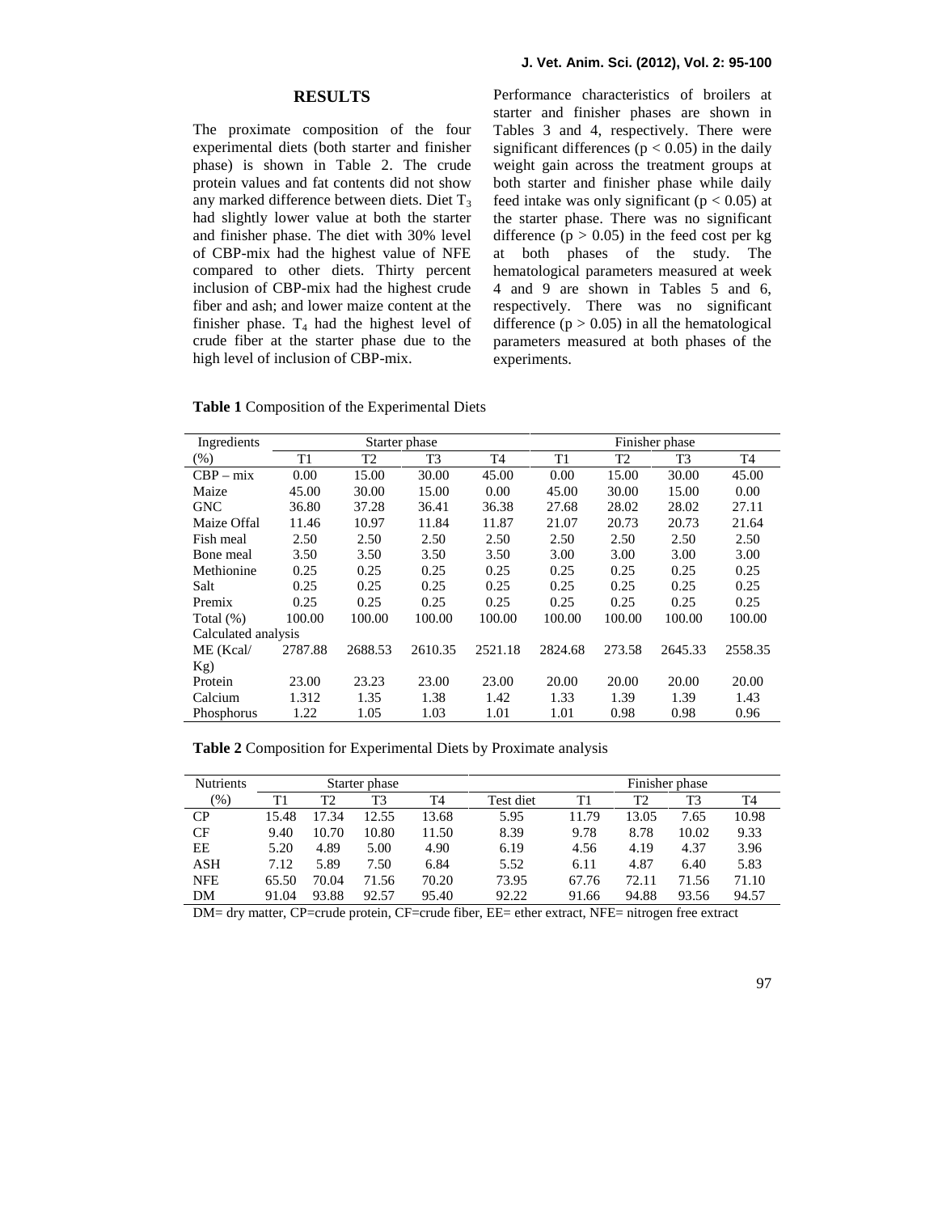## RESULTS

The proximate composition of the four experimental diets (both starter and finisher phase) is shown in Table 2. The crude protein values and fat contents did not show any marked difference between diets. Diet $T_3$ had slightly lower value at both the starter and finisher phase. The diet with 30% level of CBP-mix had the highest value of NFE compared to other diets. Thirty percent inclusion of CBP-mix had the highest crude fiber and ash; and lower maize content at the finisher phase. $T_4$ had the highest level of crude fiber at the starter phase due to the high level of inclusion of CBP-mix.

Performance characteristics of broilers at starter and finisher phases are shown in Tables 3 and 4, respectively. There were significant differences ($p < 0.05$) in the daily weight gain across the treatment groups at both starter and finisher phase while daily feed intake was only significant ($p < 0.05$) at the starter phase. There was no significant difference ($p > 0.05$) in the feed cost per kg at both phases of the study. The hematological parameters measured at week 4 and 9 are shown in Tables 5 and 6, respectively. There was no significant difference ($p > 0.05$) in all the hematological parameters measured at both phases of the experiments.

**Table 1** Composition of the Experimental Diets

| Ingredients | Starter phase | | | | Finisher phase | | | |
|---|---|---|---|---|---|---|---|---|
| (%) | T1 | T2 | T3 | T4 | T1 | T2 | T3 | T4 |
| CBP – mix | 0.00 | 15.00 | 30.00 | 45.00 | 0.00 | 15.00 | 30.00 | 45.00 |
| Maize | 45.00 | 30.00 | 15.00 | 0.00 | 45.00 | 30.00 | 15.00 | 0.00 |
| GNC | 36.80 | 37.28 | 36.41 | 36.38 | 27.68 | 28.02 | 28.02 | 27.11 |
| Maize Offal | 11.46 | 10.97 | 11.84 | 11.87 | 21.07 | 20.73 | 20.73 | 21.64 |
| Fish meal | 2.50 | 2.50 | 2.50 | 2.50 | 2.50 | 2.50 | 2.50 | 2.50 |
| Bone meal | 3.50 | 3.50 | 3.50 | 3.50 | 3.00 | 3.00 | 3.00 | 3.00 |
| Methionine | 0.25 | 0.25 | 0.25 | 0.25 | 0.25 | 0.25 | 0.25 | 0.25 |
| Salt | 0.25 | 0.25 | 0.25 | 0.25 | 0.25 | 0.25 | 0.25 | 0.25 |
| Premix | 0.25 | 0.25 | 0.25 | 0.25 | 0.25 | 0.25 | 0.25 | 0.25 |
| Total (%) | 100.00 | 100.00 | 100.00 | 100.00 | 100.00 | 100.00 | 100.00 | 100.00 |
| Calculated analysis | | | | | | | | |
| ME (Kcal/ Kg) | 2787.88 | 2688.53 | 2610.35 | 2521.18 | 2824.68 | 273.58 | 2645.33 | 2558.35 |
| Protein | 23.00 | 23.23 | 23.00 | 23.00 | 20.00 | 20.00 | 20.00 | 20.00 |
| Calcium | 1.312 | 1.35 | 1.38 | 1.42 | 1.33 | 1.39 | 1.39 | 1.43 |
| Phosphorus | 1.22 | 1.05 | 1.03 | 1.01 | 1.01 | 0.98 | 0.98 | 0.96 |

**Table 2** Composition for Experimental Diets by Proximate analysis

| Nutrients | Starter phase | | | | Finisher phase | | | | |
|---|---|---|---|---|---|---|---|---|---|
| (%) | T1 | T2 | T3 | T4 | Test diet | T1 | T2 | T3 | T4 |
| CP | 15.48 | 17.34 | 12.55 | 13.68 | 5.95 | 11.79 | 13.05 | 7.65 | 10.98 |
| CF | 9.40 | 10.70 | 10.80 | 11.50 | 8.39 | 9.78 | 8.78 | 10.02 | 9.33 |
| EE | 5.20 | 4.89 | 5.00 | 4.90 | 6.19 | 4.56 | 4.19 | 4.37 | 3.96 |
| ASH | 7.12 | 5.89 | 7.50 | 6.84 | 5.52 | 6.11 | 4.87 | 6.40 | 5.83 |
| NFE | 65.50 | 70.04 | 71.56 | 70.20 | 73.95 | 67.76 | 72.11 | 71.56 | 71.10 |
| DM | 91.04 | 93.88 | 92.57 | 95.40 | 92.22 | 91.66 | 94.88 | 93.56 | 94.57 |

DM= dry matter, CP=crude protein, CF=crude fiber, EE= ether extract, NFE= nitrogen free extract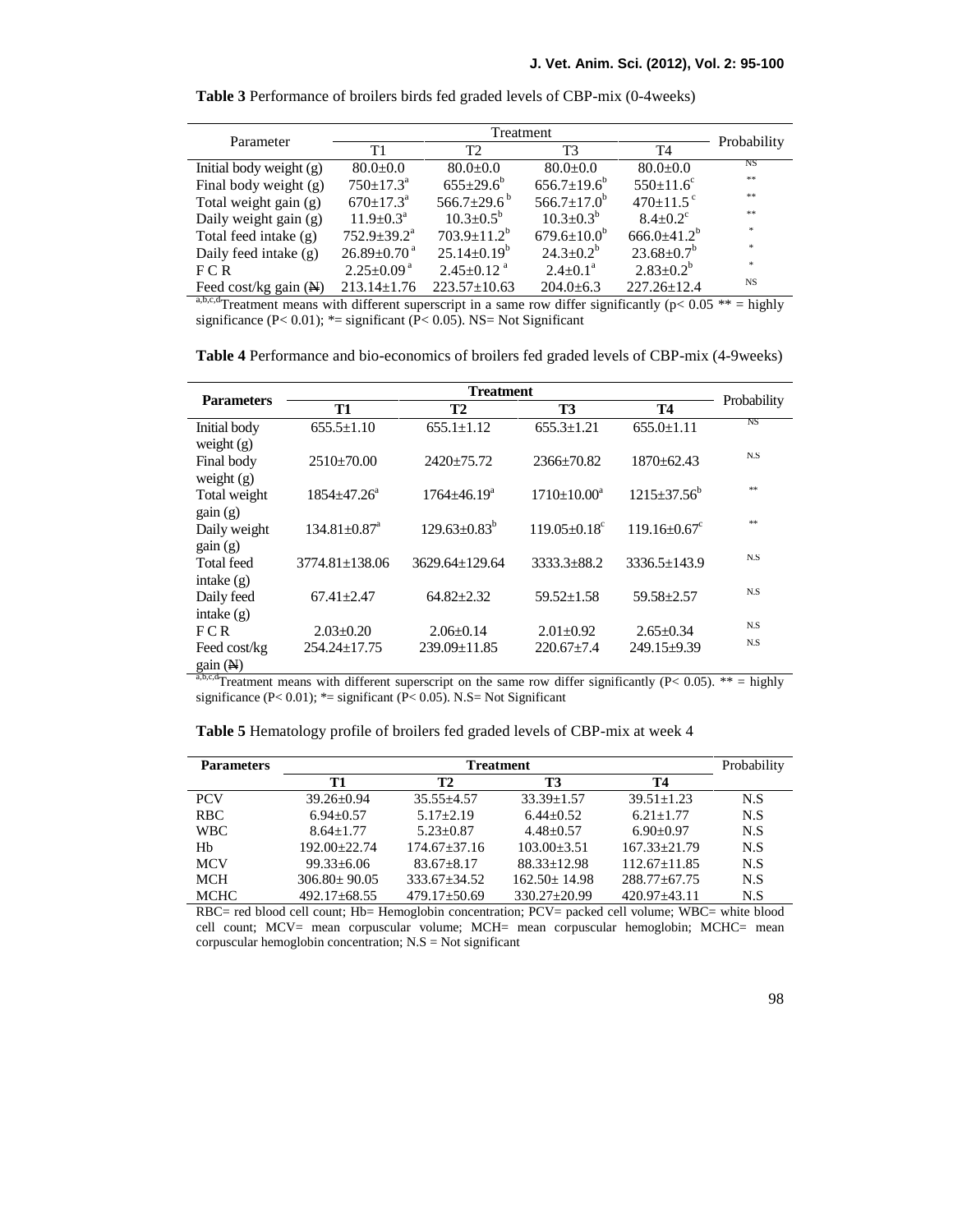**Table 3** Performance of broilers birds fed graded levels of CBP-mix (0-4weeks)

| Parameter | Treatment | | | | Probability |
|---|---|---|---|---|---|
| | T1 | T2 | T3 | T4 | |
| Initial body weight (g) | 80.0±0.0 | 80.0±0.0 | 80.0±0.0 | 80.0±0.0 | NS |
| Final body weight (g) | 750±17.3[a] | 655±29.6[b] | 656.7±19.6[b] | 550±11.6[c] | ** |
| Total weight gain (g) | 670±17.3[a] | 566.7±29.6[b] | 566.7±17.0[b] | 470±11.5[c] | ** |
| Daily weight gain (g) | 11.9±0.3[a] | 10.3±0.5[b] | 10.3±0.3[b] | 8.4±0.2[c] | ** |
| Total feed intake (g) | 752.9±39.2[a] | 703.9±11.2[b] | 679.6±10.0[b] | 666.0±41.2[b] | * |
| Daily feed intake (g) | 26.89±0.70[a] | 25.14±0.19[b] | 24.3±0.2[b] | 23.68±0.7[b] | * |
| F C R | 2.25±0.09[a] | 2.45±0.12[a] | 2.4±0.1[a] | 2.83±0.2[b] | * |
| Feed cost/kg gain (₦) | 213.14±1.76 | 223.57±10.63 | 204.0±6.3 | 227.26±12.4 | NS |

[a,b,c,d]Treatment means with different superscript in a same row differ significantly (p< 0.05 ** = highly significance (P< 0.01); *= significant (P< 0.05). NS= Not Significant

**Table 4** Performance and bio-economics of broilers fed graded levels of CBP-mix (4-9weeks)

| **Parameters** | **Treatment** | | | | Probability |
|---|---|---|---|---|---|
| | **T1** | **T2** | **T3** | **T4** | |
| Initial body weight (g) | 655.5±1.10 | 655.1±1.12 | 655.3±1.21 | 655.0±1.11 | NS |
| Final body weight (g) | 2510±70.00 | 2420±75.72 | 2366±70.82 | 1870±62.43 | N.S |
| Total weight gain (g) | 1854±47.26[a] | 1764±46.19[a] | 1710±10.00[a] | 1215±37.56[b] | ** |
| Daily weight gain (g) | 134.81±0.87[a] | 129.63±0.83[b] | 119.05±0.18[c] | 119.16±0.67[c] | ** |
| Total feed intake (g) | 3774.81±138.06 | 3629.64±129.64 | 3333.3±88.2 | 3336.5±143.9 | N.S |
| Daily feed intake (g) | 67.41±2.47 | 64.82±2.32 | 59.52±1.58 | 59.58±2.57 | N.S |
| F C R | 2.03±0.20 | 2.06±0.14 | 2.01±0.92 | 2.65±0.34 | N.S |
| Feed cost/kg gain (₦) | 254.24±17.75 | 239.09±11.85 | 220.67±7.4 | 249.15±9.39 | N.S |

[a,b,c,d]Treatment means with different superscript on the same row differ significantly (P< 0.05). ** = highly significance (P< 0.01); *= significant (P< 0.05). N.S= Not Significant

**Table 5** Hematology profile of broilers fed graded levels of CBP-mix at week 4

| **Parameters** | **Treatment** | | | | Probability |
|---|---|---|---|---|---|
| | **T1** | **T2** | **T3** | **T4** | |
| PCV | 39.26±0.94 | 35.55±4.57 | 33.39±1.57 | 39.51±1.23 | N.S |
| RBC | 6.94±0.57 | 5.17±2.19 | 6.44±0.52 | 6.21±1.77 | N.S |
| WBC | 8.64±1.77 | 5.23±0.87 | 4.48±0.57 | 6.90±0.97 | N.S |
| Hb | 192.00±22.74 | 174.67±37.16 | 103.00±3.51 | 167.33±21.79 | N.S |
| MCV | 99.33±6.06 | 83.67±8.17 | 88.33±12.98 | 112.67±11.85 | N.S |
| MCH | 306.80± 90.05 | 333.67±34.52 | 162.50± 14.98 | 288.77±67.75 | N.S |
| MCHC | 492.17±68.55 | 479.17±50.69 | 330.27±20.99 | 420.97±43.11 | N.S |

RBC= red blood cell count; Hb= Hemoglobin concentration; PCV= packed cell volume; WBC= white blood cell count; MCV= mean corpuscular volume; MCH= mean corpuscular hemoglobin; MCHC= mean corpuscular hemoglobin concentration; N.S = Not significant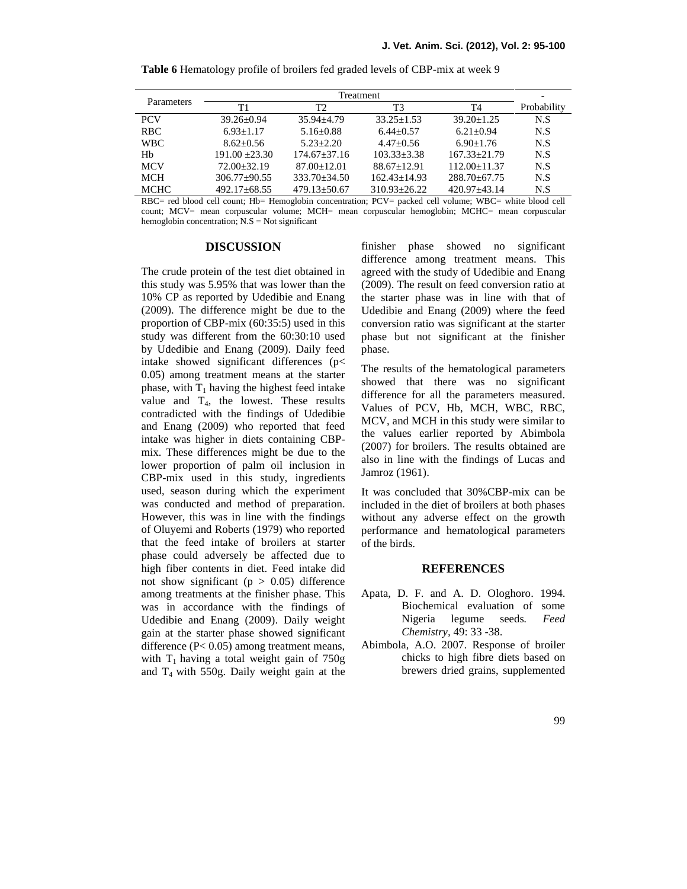**Table 6** Hematology profile of broilers fed graded levels of CBP-mix at week 9

| Parameters | Treatment | | | | - |
|---|---|---|---|---|---|
| | T1 | T2 | T3 | T4 | Probability |
| PCV | 39.26±0.94 | 35.94±4.79 | 33.25±1.53 | 39.20±1.25 | N.S |
| RBC | 6.93±1.17 | 5.16±0.88 | 6.44±0.57 | 6.21±0.94 | N.S |
| WBC | 8.62±0.56 | 5.23±2.20 | 4.47±0.56 | 6.90±1.76 | N.S |
| Hb | 191.00 ±23.30 | 174.67±37.16 | 103.33±3.38 | 167.33±21.79 | N.S |
| MCV | 72.00±32.19 | 87.00±12.01 | 88.67±12.91 | 112.00±11.37 | N.S |
| MCH | 306.77±90.55 | 333.70±34.50 | 162.43±14.93 | 288.70±67.75 | N.S |
| MCHC | 492.17±68.55 | 479.13±50.67 | 310.93±26.22 | 420.97±43.14 | N.S |

RBC= red blood cell count; Hb= Hemoglobin concentration; PCV= packed cell volume; WBC= white blood cell count; MCV= mean corpuscular volume; MCH= mean corpuscular hemoglobin; MCHC= mean corpuscular hemoglobin concentration; N.S = Not significant

## DISCUSSION

The crude protein of the test diet obtained in this study was 5.95% that was lower than the 10% CP as reported by Udedibie and Enang (2009). The difference might be due to the proportion of CBP-mix (60:35:5) used in this study was different from the 60:30:10 used by Udedibie and Enang (2009). Daily feed intake showed significant differences ($p < 0.05$) among treatment means at the starter phase, with $T_1$ having the highest feed intake value and $T_4$, the lowest. These results contradicted with the findings of Udedibie and Enang (2009) who reported that feed intake was higher in diets containing CBP-mix. These differences might be due to the lower proportion of palm oil inclusion in CBP-mix used in this study, ingredients used, season during which the experiment was conducted and method of preparation. However, this was in line with the findings of Oluyemi and Roberts (1979) who reported that the feed intake of broilers at starter phase could adversely be affected due to high fiber contents in diet. Feed intake did not show significant ($p > 0.05$) difference among treatments at the finisher phase. This was in accordance with the findings of Udedibie and Enang (2009). Daily weight gain at the starter phase showed significant difference ($P < 0.05$) among treatment means, with $T_1$ having a total weight gain of 750g and $T_4$ with 550g. Daily weight gain at the finisher phase showed no significant difference among treatment means. This agreed with the study of Udedibie and Enang (2009). The result on feed conversion ratio at the starter phase was in line with that of Udedibie and Enang (2009) where the feed conversion ratio was significant at the starter phase but not significant at the finisher phase.

The results of the hematological parameters showed that there was no significant difference for all the parameters measured. Values of PCV, Hb, MCH, WBC, RBC, MCV, and MCH in this study were similar to the values earlier reported by Abimbola (2007) for broilers. The results obtained are also in line with the findings of Lucas and Jamroz (1961).

It was concluded that 30%CBP-mix can be included in the diet of broilers at both phases without any adverse effect on the growth performance and hematological parameters of the birds.

## REFERENCES

Apata, D. F. and A. D. Ologhoro. 1994. Biochemical evaluation of some Nigeria legume seeds. *Feed Chemistry*, 49: 33 -38.

Abimbola, A.O. 2007. Response of broiler chicks to high fibre diets based on brewers dried grains, supplemented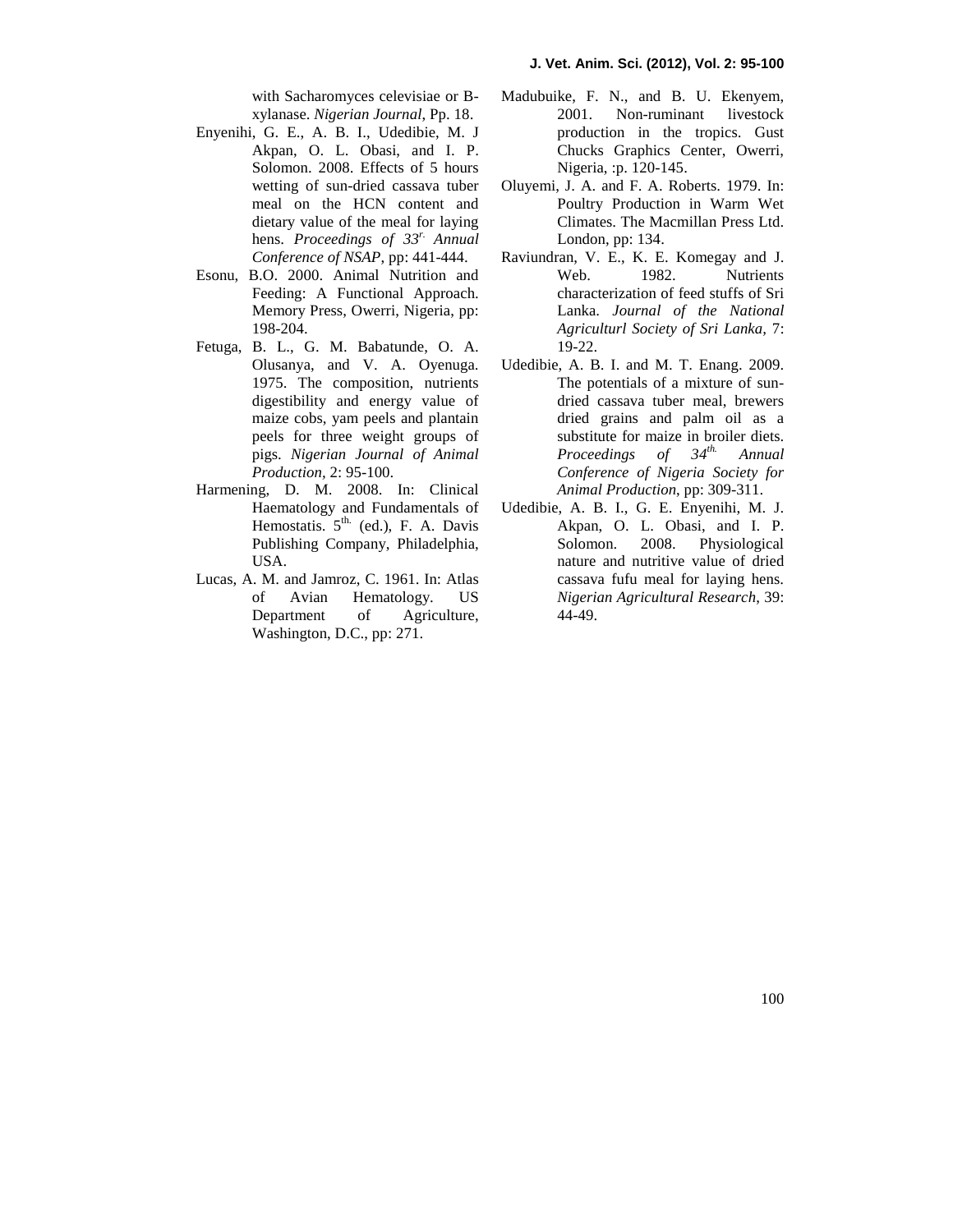with Sacharomyces celevisiae or B-xylanase. *Nigerian Journal*, Pp. 18.

Enyenihi, G. E., A. B. I., Udedibie, M. J Akpan, O. L. Obasi, and I. P. Solomon. 2008. Effects of 5 hours wetting of sun-dried cassava tuber meal on the HCN content and dietary value of the meal for laying hens. *Proceedings of 33$^{r.}$ Annual Conference of NSAP*, pp: 441-444.

Esonu, B.O. 2000. Animal Nutrition and Feeding: A Functional Approach. Memory Press, Owerri, Nigeria, pp: 198-204.

Fetuga, B. L., G. M. Babatunde, O. A. Olusanya, and V. A. Oyenuga. 1975. The composition, nutrients digestibility and energy value of maize cobs, yam peels and plantain peels for three weight groups of pigs. *Nigerian Journal of Animal Production*, 2: 95-100.

Harmening, D. M. 2008. In: Clinical Haematology and Fundamentals of Hemostatis. 5$^{th.}$ (ed.), F. A. Davis Publishing Company, Philadelphia, USA.

Lucas, A. M. and Jamroz, C. 1961. In: Atlas of Avian Hematology. US Department of Agriculture, Washington, D.C., pp: 271.

Madubuike, F. N., and B. U. Ekenyem, 2001. Non-ruminant livestock production in the tropics. Gust Chucks Graphics Center, Owerri, Nigeria, :p. 120-145.

Oluyemi, J. A. and F. A. Roberts. 1979. In: Poultry Production in Warm Wet Climates. The Macmillan Press Ltd. London, pp: 134.

Raviundran, V. E., K. E. Komegay and J. Web. 1982. Nutrients characterization of feed stuffs of Sri Lanka. *Journal of the National Agriculturl Society of Sri Lanka*, 7: 19-22.

Udedibie, A. B. I. and M. T. Enang. 2009. The potentials of a mixture of sun-dried cassava tuber meal, brewers dried grains and palm oil as a substitute for maize in broiler diets. *Proceedings of 34$^{th.}$ Annual Conference of Nigeria Society for Animal Production*, pp: 309-311.

Udedibie, A. B. I., G. E. Enyenihi, M. J. Akpan, O. L. Obasi, and I. P. Solomon. 2008. Physiological nature and nutritive value of dried cassava fufu meal for laying hens. *Nigerian Agricultural Research*, 39: 44-49.